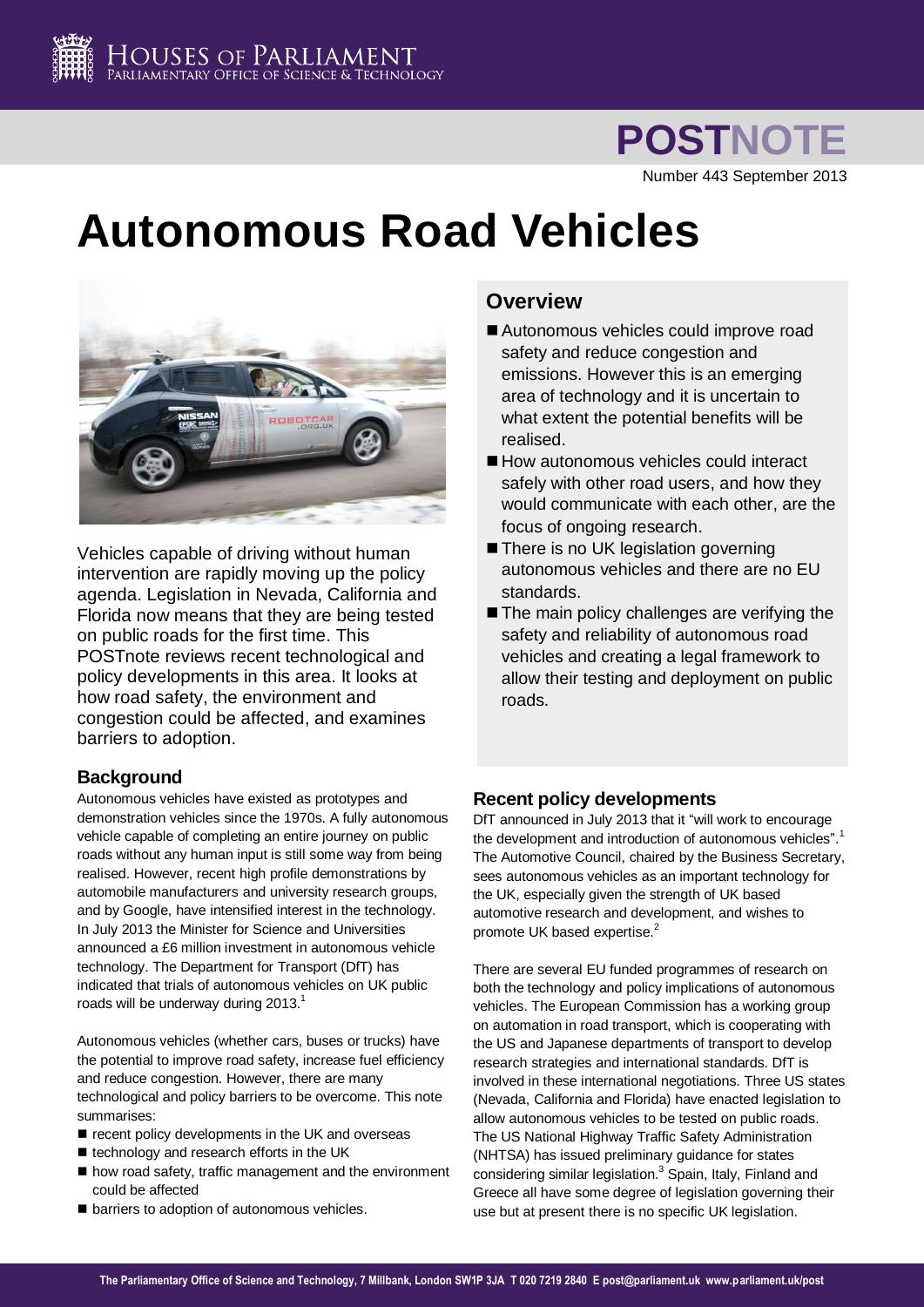# Autonomous Road Vehicles

POSTNOTE Number 443 September 2013

Vehicles capable of driving without human intervention are rapidly moving up the policy agenda. Legislation in Nevada, California and Florida now means that they are being tested on public roads for the first time. This POSTnote reviews recent technological and policy developments in this area. It looks at how road safety, the environment and congestion could be affected, and examines barriers to adoption.

## Overview

- Autonomous vehicles could improve road safety and reduce congestion and emissions. However this is an emerging area of technology and it is uncertain to what extent the potential benefits will be realised.
- How autonomous vehicles could interact safely with other road users, and how they would communicate with each other, are the focus of ongoing research.
- There is no UK legislation governing autonomous vehicles and there are no EU standards.
- The main policy challenges are verifying the safety and reliability of autonomous road vehicles and creating a legal framework to allow their testing and deployment on public roads.

### Background

Autonomous vehicles have existed as prototypes and demonstration vehicles since the 1970s. A fully autonomous vehicle capable of completing an entire journey on public roads without any human input is still some way from being realised. However, recent high profile demonstrations by automobile manufacturers and university research groups, and by Google, have intensified interest in the technology. In July 2013 the Minister for Science and Universities announced a £6 million investment in autonomous vehicle technology. The Department for Transport (DfT) has indicated that trials of autonomous vehicles on UK public roads will be underway during 2013.[1]

Autonomous vehicles (whether cars, buses or trucks) have the potential to improve road safety, increase fuel efficiency and reduce congestion. However, there are many technological and policy barriers to be overcome. This note summarises:

- recent policy developments in the UK and overseas
- technology and research efforts in the UK
- how road safety, traffic management and the environment could be affected
- barriers to adoption of autonomous vehicles.

### Recent policy developments

DfT announced in July 2013 that it "will work to encourage the development and introduction of autonomous vehicles".[1] The Automotive Council, chaired by the Business Secretary, sees autonomous vehicles as an important technology for the UK, especially given the strength of UK based automotive research and development, and wishes to promote UK based expertise.[2]

There are several EU funded programmes of research on both the technology and policy implications of autonomous vehicles. The European Commission has a working group on automation in road transport, which is cooperating with the US and Japanese departments of transport to develop research strategies and international standards. DfT is involved in these international negotiations. Three US states (Nevada, California and Florida) have enacted legislation to allow autonomous vehicles to be tested on public roads. The US National Highway Traffic Safety Administration (NHTSA) has issued preliminary guidance for states considering similar legislation.[3] Spain, Italy, Finland and Greece all have some degree of legislation governing their use but at present there is no specific UK legislation.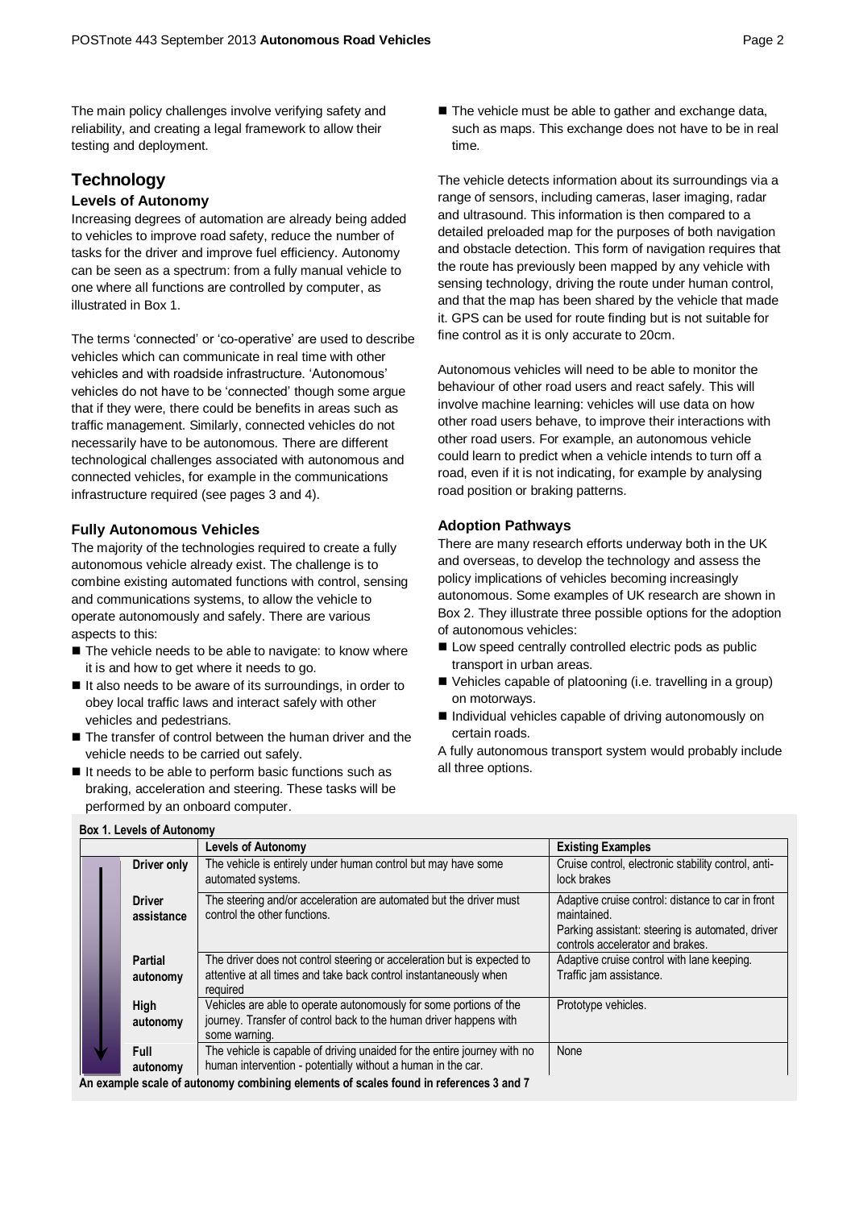The main policy challenges involve verifying safety and reliability, and creating a legal framework to allow their testing and deployment.

## Technology

### Levels of Autonomy

Increasing degrees of automation are already being added to vehicles to improve road safety, reduce the number of tasks for the driver and improve fuel efficiency. Autonomy can be seen as a spectrum: from a fully manual vehicle to one where all functions are controlled by computer, as illustrated in Box 1.

The terms 'connected' or 'co-operative' are used to describe vehicles which can communicate in real time with other vehicles and with roadside infrastructure. 'Autonomous' vehicles do not have to be 'connected' though some argue that if they were, there could be benefits in areas such as traffic management. Similarly, connected vehicles do not necessarily have to be autonomous. There are different technological challenges associated with autonomous and connected vehicles, for example in the communications infrastructure required (see pages 3 and 4).

### Fully Autonomous Vehicles

The majority of the technologies required to create a fully autonomous vehicle already exist. The challenge is to combine existing automated functions with control, sensing and communications systems, to allow the vehicle to operate autonomously and safely. There are various aspects to this:

- The vehicle needs to be able to navigate: to know where it is and how to get where it needs to go.
- It also needs to be aware of its surroundings, in order to obey local traffic laws and interact safely with other vehicles and pedestrians.
- The transfer of control between the human driver and the vehicle needs to be carried out safely.
- It needs to be able to perform basic functions such as braking, acceleration and steering. These tasks will be performed by an onboard computer.
- The vehicle must be able to gather and exchange data, such as maps. This exchange does not have to be in real time.

The vehicle detects information about its surroundings via a range of sensors, including cameras, laser imaging, radar and ultrasound. This information is then compared to a detailed preloaded map for the purposes of both navigation and obstacle detection. This form of navigation requires that the route has previously been mapped by any vehicle with sensing technology, driving the route under human control, and that the map has been shared by the vehicle that made it. GPS can be used for route finding but is not suitable for fine control as it is only accurate to 20cm.

Autonomous vehicles will need to be able to monitor the behaviour of other road users and react safely. This will involve machine learning: vehicles will use data on how other road users behave, to improve their interactions with other road users. For example, an autonomous vehicle could learn to predict when a vehicle intends to turn off a road, even if it is not indicating, for example by analysing road position or braking patterns.

### Adoption Pathways

There are many research efforts underway both in the UK and overseas, to develop the technology and assess the policy implications of vehicles becoming increasingly autonomous. Some examples of UK research are shown in Box 2. They illustrate three possible options for the adoption of autonomous vehicles:

- Low speed centrally controlled electric pods as public transport in urban areas.
- Vehicles capable of platooning (i.e. travelling in a group) on motorways.
- Individual vehicles capable of driving autonomously on certain roads.

A fully autonomous transport system would probably include all three options.

**Box 1. Levels of Autonomy**

| | Levels of Autonomy | Existing Examples |
|---|---|---|
| **Driver only** | The vehicle is entirely under human control but may have some automated systems. | Cruise control, electronic stability control, anti-lock brakes |
| **Driver assistance** | The steering and/or acceleration are automated but the driver must control the other functions. | Adaptive cruise control: distance to car in front maintained. Parking assistant: steering is automated, driver controls accelerator and brakes. |
| **Partial autonomy** | The driver does not control steering or acceleration but is expected to attentive at all times and take back control instantaneously when required | Adaptive cruise control with lane keeping. Traffic jam assistance. |
| **High autonomy** | Vehicles are able to operate autonomously for some portions of the journey. Transfer of control back to the human driver happens with some warning. | Prototype vehicles. |
| **Full autonomy** | The vehicle is capable of driving unaided for the entire journey with no human intervention - potentially without a human in the car. | None |

**An example scale of autonomy combining elements of scales found in references 3 and 7**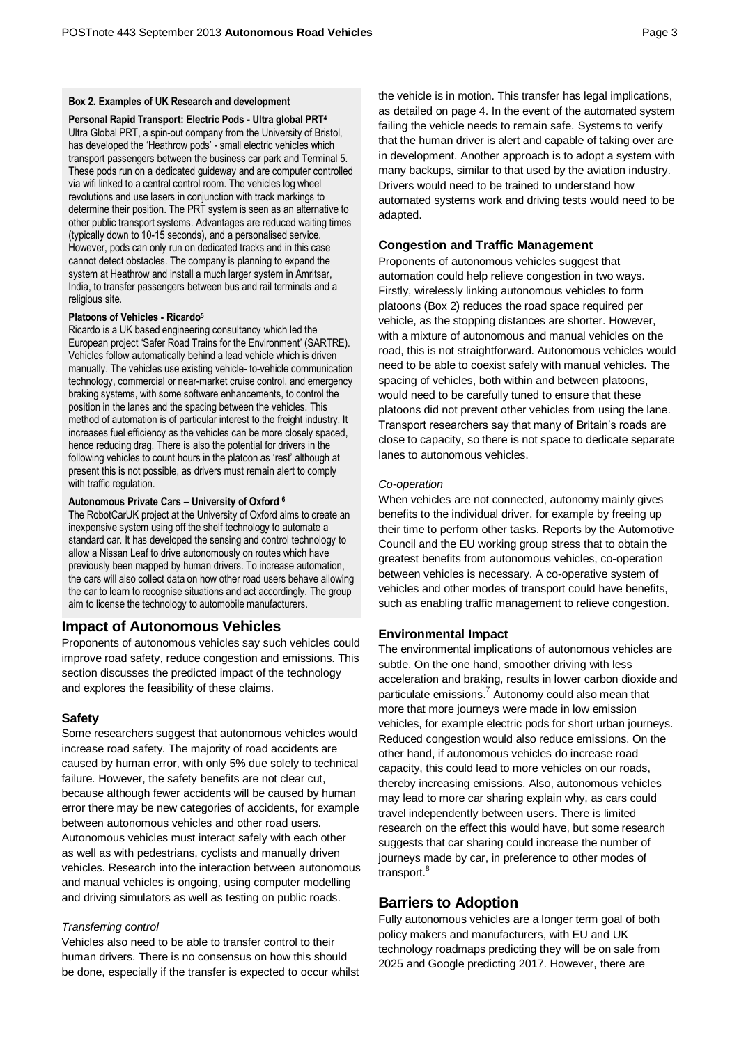**Box 2. Examples of UK Research and development**

**Personal Rapid Transport: Electric Pods - Ultra global PRT[4]**

Ultra Global PRT, a spin-out company from the University of Bristol, has developed the 'Heathrow pods' - small electric vehicles which transport passengers between the business car park and Terminal 5. These pods run on a dedicated guideway and are computer controlled via wifi linked to a central control room. The vehicles log wheel revolutions and use lasers in conjunction with track markings to determine their position. The PRT system is seen as an alternative to other public transport systems. Advantages are reduced waiting times (typically down to 10-15 seconds), and a personalised service. However, pods can only run on dedicated tracks and in this case cannot detect obstacles. The company is planning to expand the system at Heathrow and install a much larger system in Amritsar, India, to transfer passengers between bus and rail terminals and a religious site.

**Platoons of Vehicles - Ricardo[5]**

Ricardo is a UK based engineering consultancy which led the European project 'Safer Road Trains for the Environment' (SARTRE). Vehicles follow automatically behind a lead vehicle which is driven manually. The vehicles use existing vehicle- to-vehicle communication technology, commercial or near-market cruise control, and emergency braking systems, with some software enhancements, to control the position in the lanes and the spacing between the vehicles. This method of automation is of particular interest to the freight industry. It increases fuel efficiency as the vehicles can be more closely spaced, hence reducing drag. There is also the potential for drivers in the following vehicles to count hours in the platoon as 'rest' although at present this is not possible, as drivers must remain alert to comply with traffic regulation.

**Autonomous Private Cars – University of Oxford [6]**

The RobotCarUK project at the University of Oxford aims to create an inexpensive system using off the shelf technology to automate a standard car. It has developed the sensing and control technology to allow a Nissan Leaf to drive autonomously on routes which have previously been mapped by human drivers. To increase automation, the cars will also collect data on how other road users behave allowing the car to learn to recognise situations and act accordingly. The group aim to license the technology to automobile manufacturers.

## Impact of Autonomous Vehicles

Proponents of autonomous vehicles say such vehicles could improve road safety, reduce congestion and emissions. This section discusses the predicted impact of the technology and explores the feasibility of these claims.

### Safety

Some researchers suggest that autonomous vehicles would increase road safety. The majority of road accidents are caused by human error, with only 5% due solely to technical failure. However, the safety benefits are not clear cut, because although fewer accidents will be caused by human error there may be new categories of accidents, for example between autonomous vehicles and other road users. Autonomous vehicles must interact safely with each other as well as with pedestrians, cyclists and manually driven vehicles. Research into the interaction between autonomous and manual vehicles is ongoing, using computer modelling and driving simulators as well as testing on public roads.

*Transferring control*

Vehicles also need to be able to transfer control to their human drivers. There is no consensus on how this should be done, especially if the transfer is expected to occur whilst the vehicle is in motion. This transfer has legal implications, as detailed on page 4. In the event of the automated system failing the vehicle needs to remain safe. Systems to verify that the human driver is alert and capable of taking over are in development. Another approach is to adopt a system with many backups, similar to that used by the aviation industry. Drivers would need to be trained to understand how automated systems work and driving tests would need to be adapted.

### Congestion and Traffic Management

Proponents of autonomous vehicles suggest that automation could help relieve congestion in two ways. Firstly, wirelessly linking autonomous vehicles to form platoons (Box 2) reduces the road space required per vehicle, as the stopping distances are shorter. However, with a mixture of autonomous and manual vehicles on the road, this is not straightforward. Autonomous vehicles would need to be able to coexist safely with manual vehicles. The spacing of vehicles, both within and between platoons, would need to be carefully tuned to ensure that these platoons did not prevent other vehicles from using the lane. Transport researchers say that many of Britain's roads are close to capacity, so there is not space to dedicate separate lanes to autonomous vehicles.

*Co-operation*

When vehicles are not connected, autonomy mainly gives benefits to the individual driver, for example by freeing up their time to perform other tasks. Reports by the Automotive Council and the EU working group stress that to obtain the greatest benefits from autonomous vehicles, co-operation between vehicles is necessary. A co-operative system of vehicles and other modes of transport could have benefits, such as enabling traffic management to relieve congestion.

### Environmental Impact

The environmental implications of autonomous vehicles are subtle. On the one hand, smoother driving with less acceleration and braking, results in lower carbon dioxide and particulate emissions.[7] Autonomy could also mean that more that more journeys were made in low emission vehicles, for example electric pods for short urban journeys. Reduced congestion would also reduce emissions. On the other hand, if autonomous vehicles do increase road capacity, this could lead to more vehicles on our roads, thereby increasing emissions. Also, autonomous vehicles may lead to more car sharing explain why, as cars could travel independently between users. There is limited research on the effect this would have, but some research suggests that car sharing could increase the number of journeys made by car, in preference to other modes of transport.[8]

## Barriers to Adoption

Fully autonomous vehicles are a longer term goal of both policy makers and manufacturers, with EU and UK technology roadmaps predicting they will be on sale from 2025 and Google predicting 2017. However, there are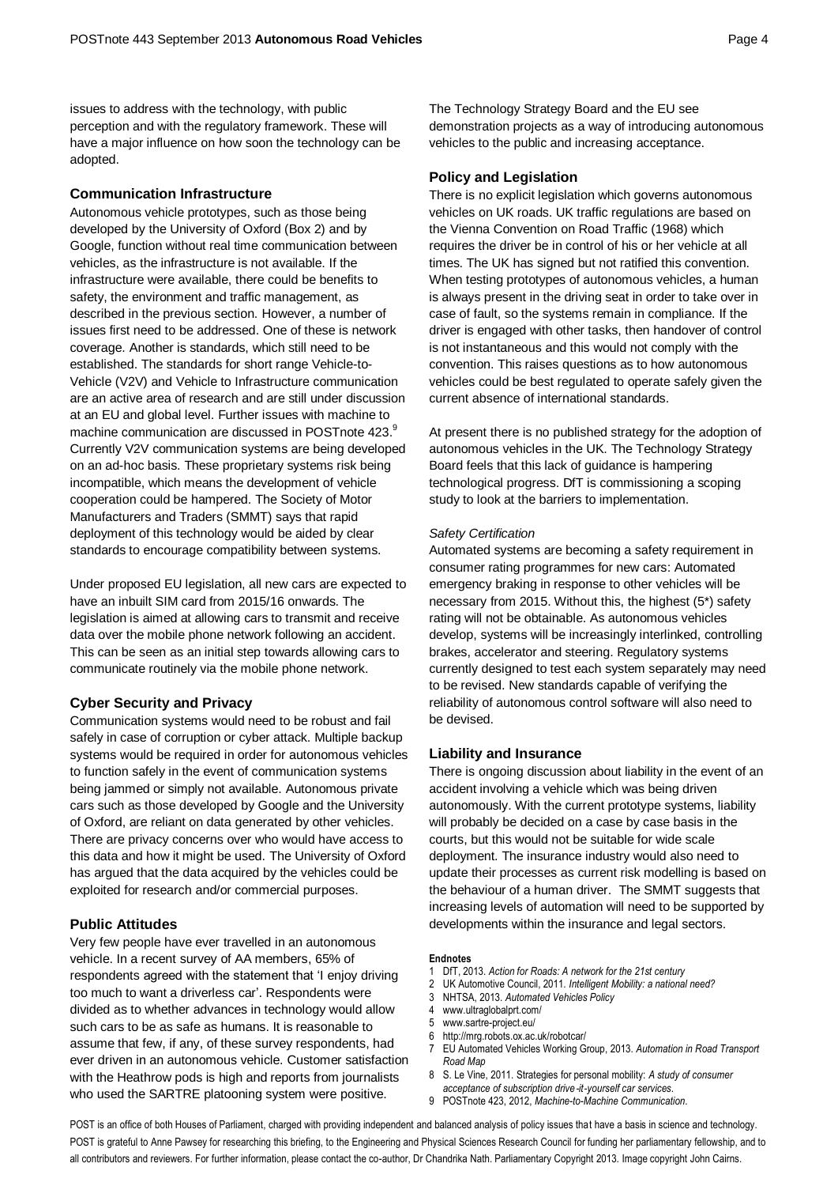issues to address with the technology, with public perception and with the regulatory framework. These will have a major influence on how soon the technology can be adopted.

### Communication Infrastructure

Autonomous vehicle prototypes, such as those being developed by the University of Oxford (Box 2) and by Google, function without real time communication between vehicles, as the infrastructure is not available. If the infrastructure were available, there could be benefits to safety, the environment and traffic management, as described in the previous section. However, a number of issues first need to be addressed. One of these is network coverage. Another is standards, which still need to be established. The standards for short range Vehicle-to-Vehicle (V2V) and Vehicle to Infrastructure communication are an active area of research and are still under discussion at an EU and global level. Further issues with machine to machine communication are discussed in POSTnote 423.[9] Currently V2V communication systems are being developed on an ad-hoc basis. These proprietary systems risk being incompatible, which means the development of vehicle cooperation could be hampered. The Society of Motor Manufacturers and Traders (SMMT) says that rapid deployment of this technology would be aided by clear standards to encourage compatibility between systems.

Under proposed EU legislation, all new cars are expected to have an inbuilt SIM card from 2015/16 onwards. The legislation is aimed at allowing cars to transmit and receive data over the mobile phone network following an accident. This can be seen as an initial step towards allowing cars to communicate routinely via the mobile phone network.

### Cyber Security and Privacy

Communication systems would need to be robust and fail safely in case of corruption or cyber attack. Multiple backup systems would be required in order for autonomous vehicles to function safely in the event of communication systems being jammed or simply not available. Autonomous private cars such as those developed by Google and the University of Oxford, are reliant on data generated by other vehicles. There are privacy concerns over who would have access to this data and how it might be used. The University of Oxford has argued that the data acquired by the vehicles could be exploited for research and/or commercial purposes.

### Public Attitudes

Very few people have ever travelled in an autonomous vehicle. In a recent survey of AA members, 65% of respondents agreed with the statement that 'I enjoy driving too much to want a driverless car'. Respondents were divided as to whether advances in technology would allow such cars to be as safe as humans. It is reasonable to assume that few, if any, of these survey respondents, had ever driven in an autonomous vehicle. Customer satisfaction with the Heathrow pods is high and reports from journalists who used the SARTRE platooning system were positive.

The Technology Strategy Board and the EU see demonstration projects as a way of introducing autonomous vehicles to the public and increasing acceptance.

### Policy and Legislation

There is no explicit legislation which governs autonomous vehicles on UK roads. UK traffic regulations are based on the Vienna Convention on Road Traffic (1968) which requires the driver be in control of his or her vehicle at all times. The UK has signed but not ratified this convention. When testing prototypes of autonomous vehicles, a human is always present in the driving seat in order to take over in case of fault, so the systems remain in compliance. If the driver is engaged with other tasks, then handover of control is not instantaneous and this would not comply with the convention. This raises questions as to how autonomous vehicles could be best regulated to operate safely given the current absence of international standards.

At present there is no published strategy for the adoption of autonomous vehicles in the UK. The Technology Strategy Board feels that this lack of guidance is hampering technological progress. DfT is commissioning a scoping study to look at the barriers to implementation.

*Safety Certification*

Automated systems are becoming a safety requirement in consumer rating programmes for new cars: Automated emergency braking in response to other vehicles will be necessary from 2015. Without this, the highest (5*) safety rating will not be obtainable. As autonomous vehicles develop, systems will be increasingly interlinked, controlling brakes, accelerator and steering. Regulatory systems currently designed to test each system separately may need to be revised. New standards capable of verifying the reliability of autonomous control software will also need to be devised.

### Liability and Insurance

There is ongoing discussion about liability in the event of an accident involving a vehicle which was being driven autonomously. With the current prototype systems, liability will probably be decided on a case by case basis in the courts, but this would not be suitable for wide scale deployment. The insurance industry would also need to update their processes as current risk modelling is based on the behaviour of a human driver. The SMMT suggests that increasing levels of automation will need to be supported by developments within the insurance and legal sectors.

#### Endnotes

1. DfT, 2013. *Action for Roads: A network for the 21st century*
2. UK Automotive Council, 2011. *Intelligent Mobility: a national need?*
3. NHTSA, 2013. *Automated Vehicles Policy*
4. www.ultraglobalprt.com/
5. www.sartre-project.eu/
6. http://mrg.robots.ox.ac.uk/robotcar/
7. EU Automated Vehicles Working Group, 2013. *Automation in Road Transport Road Map*
8. S. Le Vine, 2011. Strategies for personal mobility: *A study of consumer acceptance of subscription drive-it-yourself car services.*
9. POSTnote 423, 2012, *Machine-to-Machine Communication.*

POST is an office of both Houses of Parliament, charged with providing independent and balanced analysis of policy issues that have a basis in science and technology. POST is grateful to Anne Pawsey for researching this briefing, to the Engineering and Physical Sciences Research Council for funding her parliamentary fellowship, and to all contributors and reviewers. For further information, please contact the co-author, Dr Chandrika Nath. Parliamentary Copyright 2013. Image copyright John Cairns.